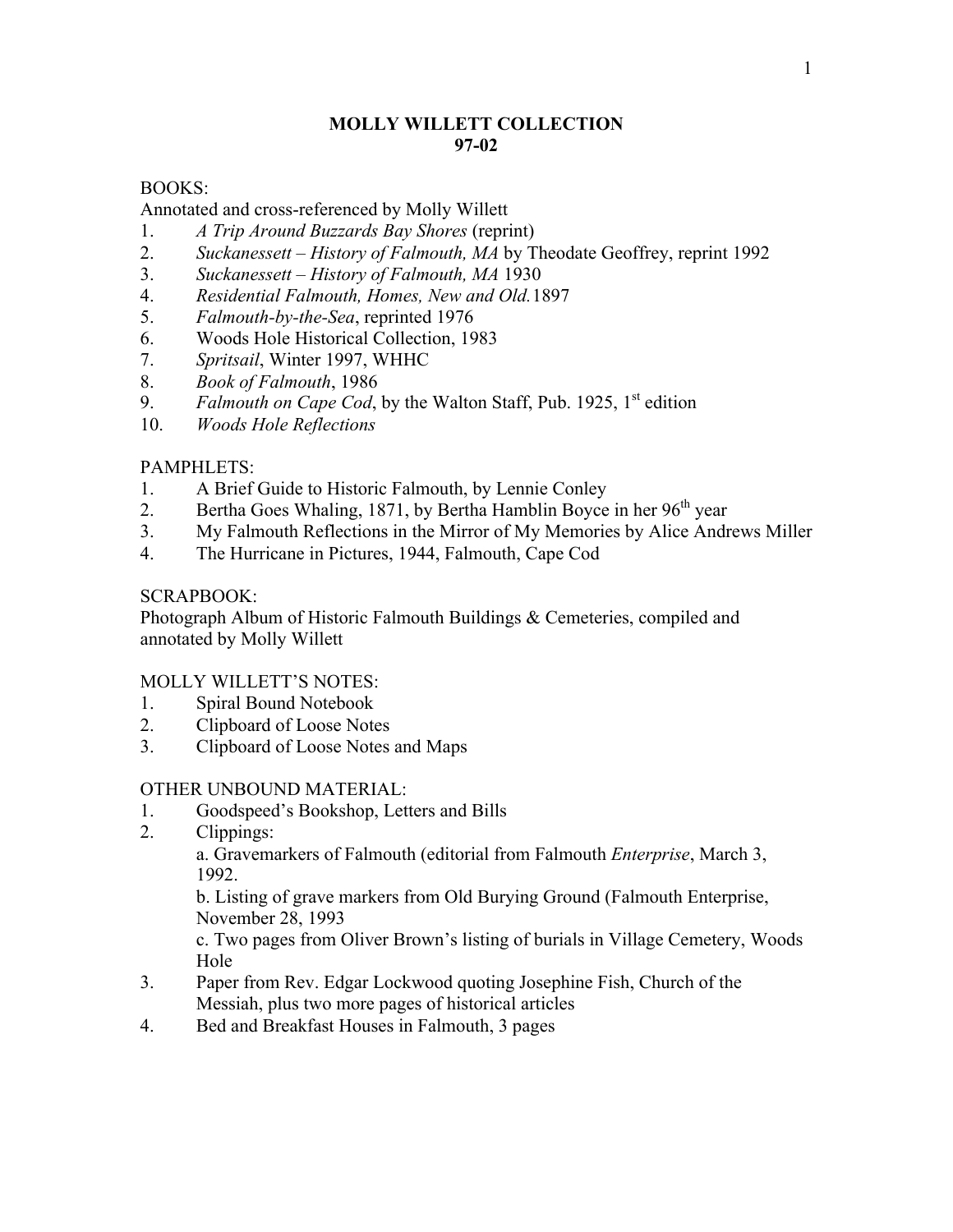# MOLLY WILLETT COLLECTION
## 97-02

BOOKS:
Annotated and cross-referenced by Molly Willett

1. *A Trip Around Buzzards Bay Shores* (reprint)
2. *Suckanessett – History of Falmouth, MA* by Theodate Geoffrey, reprint 1992
3. *Suckanessett – History of Falmouth, MA* 1930
4. *Residential Falmouth, Homes, New and Old.* 1897
5. *Falmouth-by-the-Sea*, reprinted 1976
6. Woods Hole Historical Collection, 1983
7. *Spritsail*, Winter 1997, WHHC
8. *Book of Falmouth*, 1986
9. *Falmouth on Cape Cod*, by the Walton Staff, Pub. 1925, 1st edition
10. *Woods Hole Reflections*

PAMPHLETS:

1. A Brief Guide to Historic Falmouth, by Lennie Conley
2. Bertha Goes Whaling, 1871, by Bertha Hamblin Boyce in her 96th year
3. My Falmouth Reflections in the Mirror of My Memories by Alice Andrews Miller
4. The Hurricane in Pictures, 1944, Falmouth, Cape Cod

SCRAPBOOK:
Photograph Album of Historic Falmouth Buildings & Cemeteries, compiled and annotated by Molly Willett

MOLLY WILLETT'S NOTES:

1. Spiral Bound Notebook
2. Clipboard of Loose Notes
3. Clipboard of Loose Notes and Maps

OTHER UNBOUND MATERIAL:

1. Goodspeed's Bookshop, Letters and Bills
2. Clippings:
   a. Gravemarkers of Falmouth (editorial from Falmouth *Enterprise*, March 3, 1992.
   b. Listing of grave markers from Old Burying Ground (Falmouth Enterprise, November 28, 1993
   c. Two pages from Oliver Brown's listing of burials in Village Cemetery, Woods Hole
3. Paper from Rev. Edgar Lockwood quoting Josephine Fish, Church of the Messiah, plus two more pages of historical articles
4. Bed and Breakfast Houses in Falmouth, 3 pages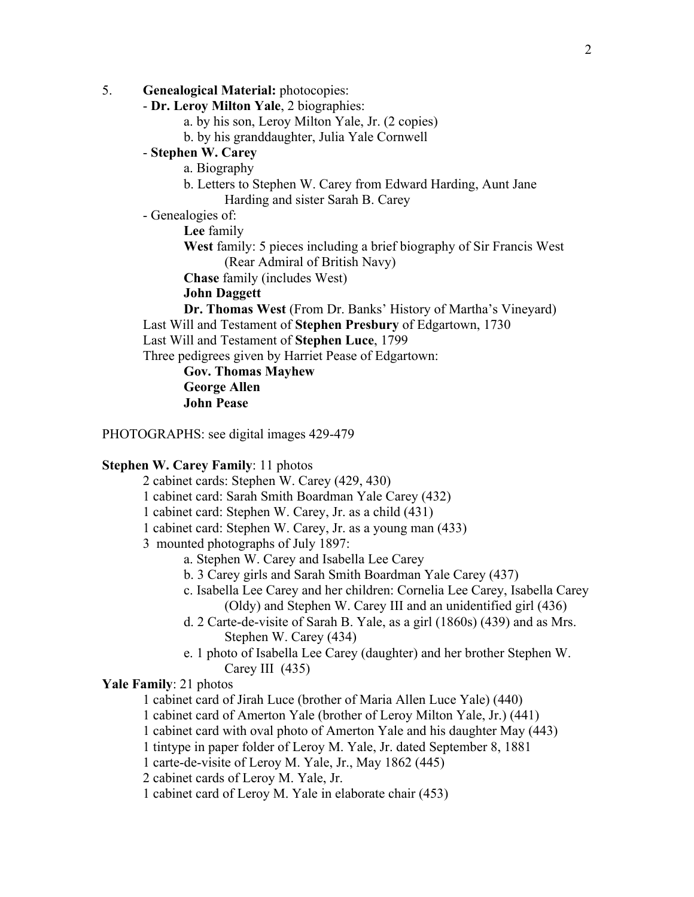5. **Genealogical Material:** photocopies:

- **Dr. Leroy Milton Yale**, 2 biographies:
    - a. by his son, Leroy Milton Yale, Jr. (2 copies)
    - b. by his granddaughter, Julia Yale Cornwell
- **Stephen W. Carey**
    - a. Biography
    - b. Letters to Stephen W. Carey from Edward Harding, Aunt Jane Harding and sister Sarah B. Carey
- Genealogies of:
    - **Lee** family
    - **West** family: 5 pieces including a brief biography of Sir Francis West (Rear Admiral of British Navy)
    - **Chase** family (includes West)
    - **John Daggett**
    - **Dr. Thomas West** (From Dr. Banks' History of Martha's Vineyard)

Last Will and Testament of **Stephen Presbury** of Edgartown, 1730

Last Will and Testament of **Stephen Luce**, 1799

Three pedigrees given by Harriet Pease of Edgartown:

- **Gov. Thomas Mayhew**
- **George Allen**
- **John Pease**

PHOTOGRAPHS: see digital images 429-479

**Stephen W. Carey Family**: 11 photos

- 2 cabinet cards: Stephen W. Carey (429, 430)
- 1 cabinet card: Sarah Smith Boardman Yale Carey (432)
- 1 cabinet card: Stephen W. Carey, Jr. as a child (431)
- 1 cabinet card: Stephen W. Carey, Jr. as a young man (433)
- 3 mounted photographs of July 1897:
    - a. Stephen W. Carey and Isabella Lee Carey
    - b. 3 Carey girls and Sarah Smith Boardman Yale Carey (437)
    - c. Isabella Lee Carey and her children: Cornelia Lee Carey, Isabella Carey (Oldy) and Stephen W. Carey III and an unidentified girl (436)
    - d. 2 Carte-de-visite of Sarah B. Yale, as a girl (1860s) (439) and as Mrs. Stephen W. Carey (434)
    - e. 1 photo of Isabella Lee Carey (daughter) and her brother Stephen W. Carey III (435)

**Yale Family**: 21 photos

- 1 cabinet card of Jirah Luce (brother of Maria Allen Luce Yale) (440)
- 1 cabinet card of Amerton Yale (brother of Leroy Milton Yale, Jr.) (441)
- 1 cabinet card with oval photo of Amerton Yale and his daughter May (443)
- 1 tintype in paper folder of Leroy M. Yale, Jr. dated September 8, 1881
- 1 carte-de-visite of Leroy M. Yale, Jr., May 1862 (445)
- 2 cabinet cards of Leroy M. Yale, Jr.
- 1 cabinet card of Leroy M. Yale in elaborate chair (453)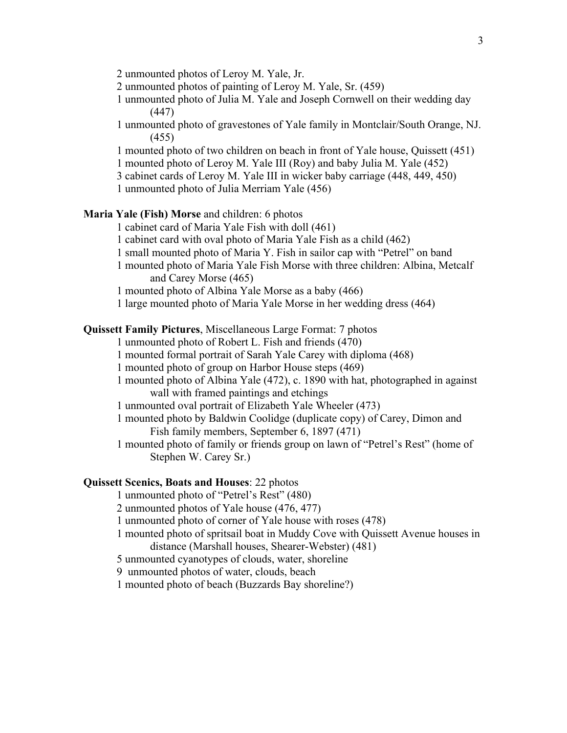2 unmounted photos of Leroy M. Yale, Jr.
2 unmounted photos of painting of Leroy M. Yale, Sr. (459)
1 unmounted photo of Julia M. Yale and Joseph Cornwell on their wedding day (447)
1 unmounted photo of gravestones of Yale family in Montclair/South Orange, NJ. (455)
1 mounted photo of two children on beach in front of Yale house, Quissett (451)
1 mounted photo of Leroy M. Yale III (Roy) and baby Julia M. Yale (452)
3 cabinet cards of Leroy M. Yale III in wicker baby carriage (448, 449, 450)
1 unmounted photo of Julia Merriam Yale (456)

**Maria Yale (Fish) Morse** and children: 6 photos

1 cabinet card of Maria Yale Fish with doll (461)
1 cabinet card with oval photo of Maria Yale Fish as a child (462)
1 small mounted photo of Maria Y. Fish in sailor cap with "Petrel" on band
1 mounted photo of Maria Yale Fish Morse with three children: Albina, Metcalf and Carey Morse (465)
1 mounted photo of Albina Yale Morse as a baby (466)
1 large mounted photo of Maria Yale Morse in her wedding dress (464)

**Quissett Family Pictures**, Miscellaneous Large Format: 7 photos

1 unmounted photo of Robert L. Fish and friends (470)
1 mounted formal portrait of Sarah Yale Carey with diploma (468)
1 mounted photo of group on Harbor House steps (469)
1 mounted photo of Albina Yale (472), c. 1890 with hat, photographed in against wall with framed paintings and etchings
1 unmounted oval portrait of Elizabeth Yale Wheeler (473)
1 mounted photo by Baldwin Coolidge (duplicate copy) of Carey, Dimon and Fish family members, September 6, 1897 (471)
1 mounted photo of family or friends group on lawn of "Petrel's Rest" (home of Stephen W. Carey Sr.)

**Quissett Scenics, Boats and Houses**: 22 photos

1 unmounted photo of "Petrel's Rest" (480)
2 unmounted photos of Yale house (476, 477)
1 unmounted photo of corner of Yale house with roses (478)
1 mounted photo of spritsail boat in Muddy Cove with Quissett Avenue houses in distance (Marshall houses, Shearer-Webster) (481)
5 unmounted cyanotypes of clouds, water, shoreline
9 unmounted photos of water, clouds, beach
1 mounted photo of beach (Buzzards Bay shoreline?)